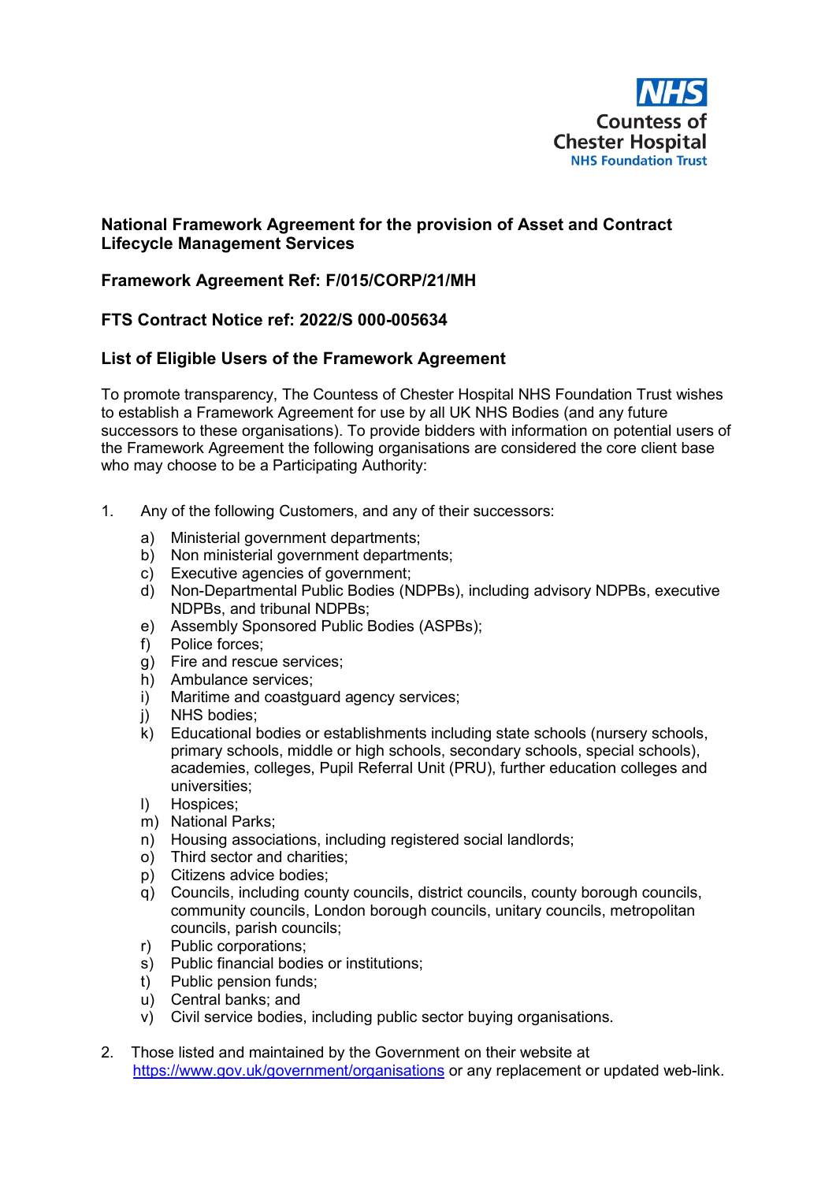NHS
Countess of Chester Hospital
NHS Foundation Trust

**National Framework Agreement for the provision of Asset and Contract Lifecycle Management Services**

**Framework Agreement Ref: F/015/CORP/21/MH**

**FTS Contract Notice ref: 2022/S 000-005634**

**List of Eligible Users of the Framework Agreement**

To promote transparency, The Countess of Chester Hospital NHS Foundation Trust wishes to establish a Framework Agreement for use by all UK NHS Bodies (and any future successors to these organisations). To provide bidders with information on potential users of the Framework Agreement the following organisations are considered the core client base who may choose to be a Participating Authority:

1. Any of the following Customers, and any of their successors:
   a) Ministerial government departments;
   b) Non ministerial government departments;
   c) Executive agencies of government;
   d) Non-Departmental Public Bodies (NDPBs), including advisory NDPBs, executive NDPBs, and tribunal NDPBs;
   e) Assembly Sponsored Public Bodies (ASPBs);
   f) Police forces;
   g) Fire and rescue services;
   h) Ambulance services;
   i) Maritime and coastguard agency services;
   j) NHS bodies;
   k) Educational bodies or establishments including state schools (nursery schools, primary schools, middle or high schools, secondary schools, special schools), academies, colleges, Pupil Referral Unit (PRU), further education colleges and universities;
   l) Hospices;
   m) National Parks;
   n) Housing associations, including registered social landlords;
   o) Third sector and charities;
   p) Citizens advice bodies;
   q) Councils, including county councils, district councils, county borough councils, community councils, London borough councils, unitary councils, metropolitan councils, parish councils;
   r) Public corporations;
   s) Public financial bodies or institutions;
   t) Public pension funds;
   u) Central banks; and
   v) Civil service bodies, including public sector buying organisations.

2. Those listed and maintained by the Government on their website at https://www.gov.uk/government/organisations or any replacement or updated web-link.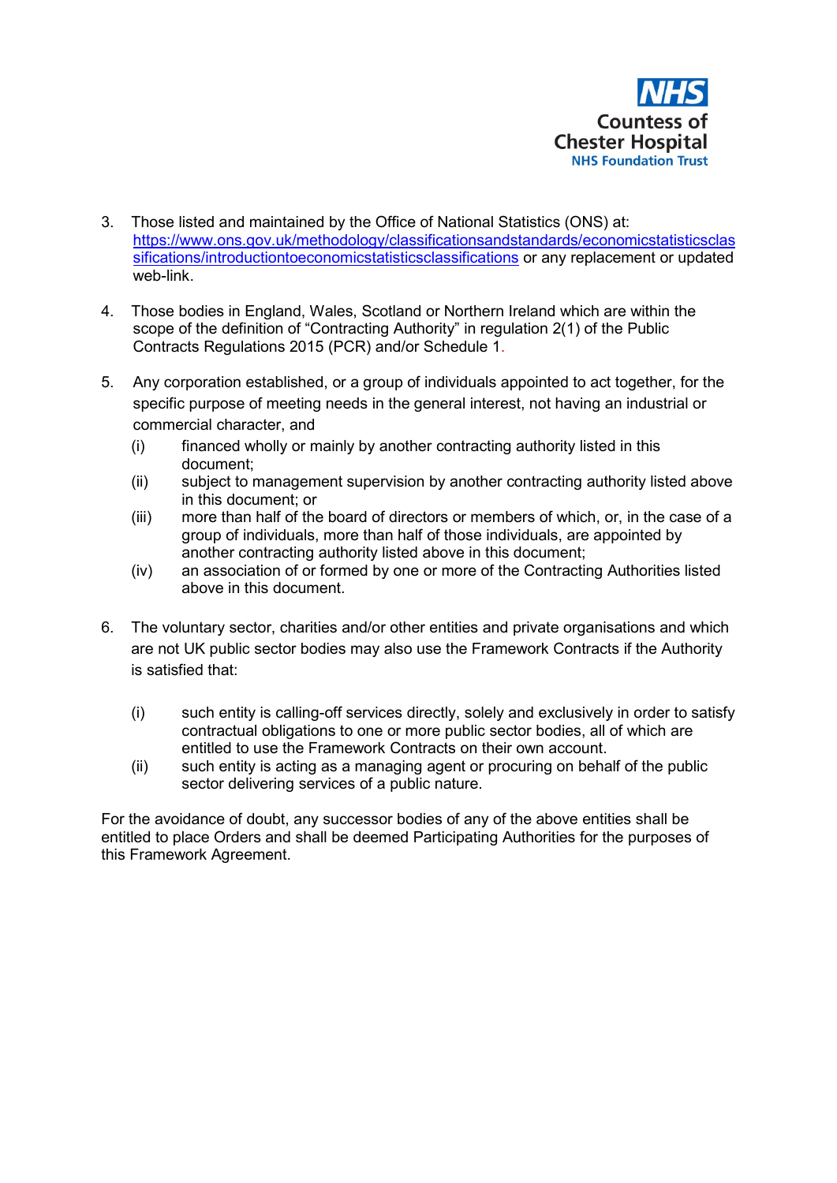3. Those listed and maintained by the Office of National Statistics (ONS) at: https://www.ons.gov.uk/methodology/classificationsandstandards/economicstatisticsclassifications/introductiontoeconomicstatisticsclassifications or any replacement or updated web-link.

4. Those bodies in England, Wales, Scotland or Northern Ireland which are within the scope of the definition of "Contracting Authority" in regulation 2(1) of the Public Contracts Regulations 2015 (PCR) and/or Schedule 1.

5. Any corporation established, or a group of individuals appointed to act together, for the specific purpose of meeting needs in the general interest, not having an industrial or commercial character, and
   (i) financed wholly or mainly by another contracting authority listed in this document;
   (ii) subject to management supervision by another contracting authority listed above in this document; or
   (iii) more than half of the board of directors or members of which, or, in the case of a group of individuals, more than half of those individuals, are appointed by another contracting authority listed above in this document;
   (iv) an association of or formed by one or more of the Contracting Authorities listed above in this document.

6. The voluntary sector, charities and/or other entities and private organisations and which are not UK public sector bodies may also use the Framework Contracts if the Authority is satisfied that:

   (i) such entity is calling-off services directly, solely and exclusively in order to satisfy contractual obligations to one or more public sector bodies, all of which are entitled to use the Framework Contracts on their own account.
   (ii) such entity is acting as a managing agent or procuring on behalf of the public sector delivering services of a public nature.

For the avoidance of doubt, any successor bodies of any of the above entities shall be entitled to place Orders and shall be deemed Participating Authorities for the purposes of this Framework Agreement.